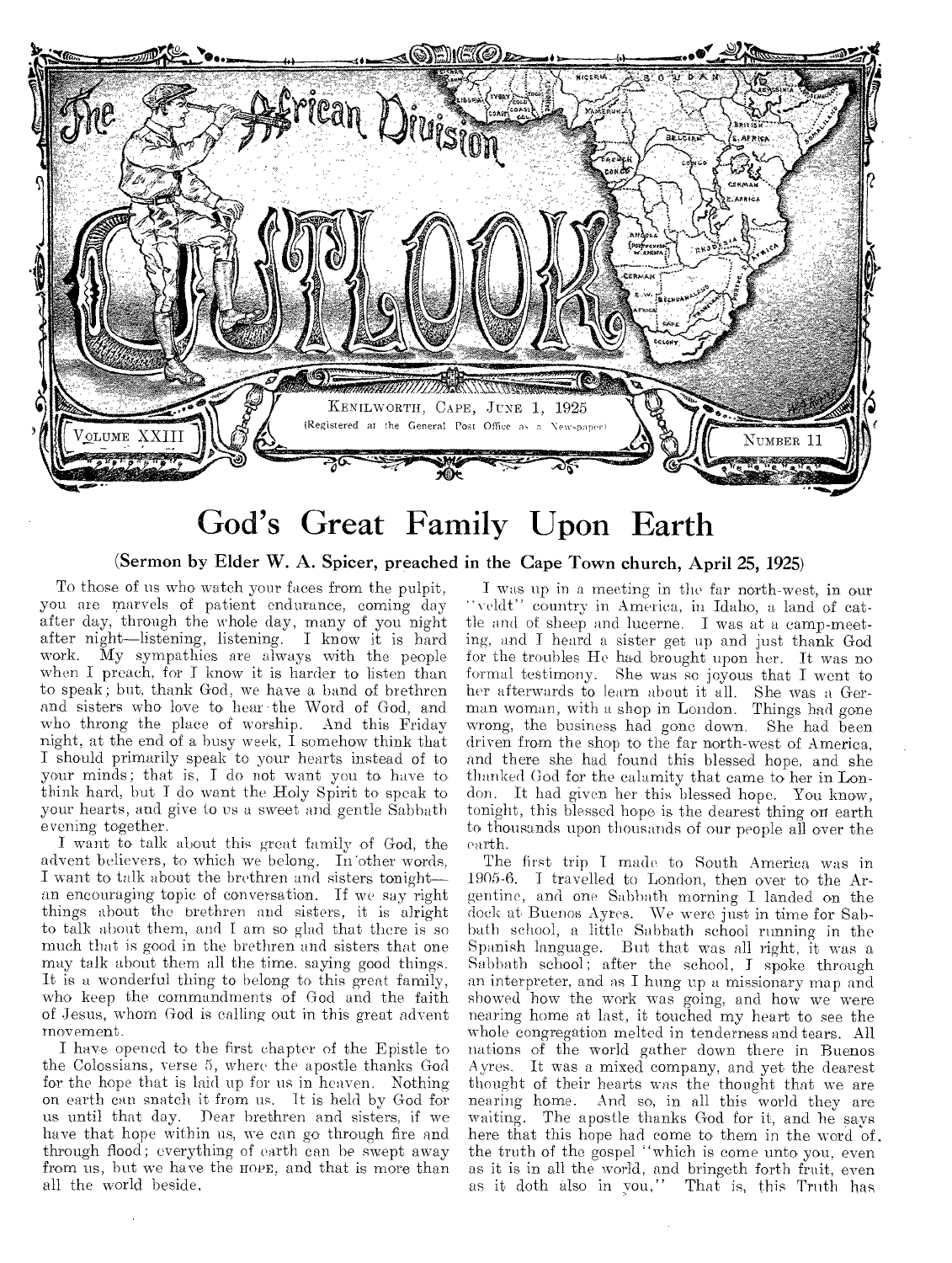# The African Division Outlook

KENILWORTH, CAPE, JUNE 1, 1925

(Registered at the General Post Office as a Newspaper)

VOLUME XXIII — NUMBER 11

## God's Great Family Upon Earth

### (Sermon by Elder W. A. Spicer, preached in the Cape Town church, April 25, 1925)

To those of us who watch your faces from the pulpit, you are marvels of patient endurance, coming day after day, through the whole day, many of you night after night—listening, listening. I know it is hard work. My sympathies are always with the people when I preach, for I know it is harder to listen than to speak; but, thank God, we have a band of brethren and sisters who love to hear the Word of God, and who throng the place of worship. And this Friday night, at the end of a busy week, I somehow think that I should primarily speak to your hearts instead of to your minds; that is, I do not want you to have to think hard, but I do want the Holy Spirit to speak to your hearts, and give to us a sweet and gentle Sabbath evening together.

I want to talk about this great family of God, the advent believers, to which we belong. In other words, I want to talk about the brethren and sisters tonight—an encouraging topic of conversation. If we say right things about the brethren and sisters, it is alright to talk about them, and I am so glad that there is so much that is good in the brethren and sisters that one may talk about them all the time, saying good things. It is a wonderful thing to belong to this great family, who keep the commandments of God and the faith of Jesus, whom God is calling out in this great advent movement.

I have opened to the first chapter of the Epistle to the Colossians, verse 5, where the apostle thanks God for the hope that is laid up for us in heaven. Nothing on earth can snatch it from us. It is held by God for us until that day. Dear brethren and sisters, if we have that hope within us, we can go through fire and through flood; everything of earth can be swept away from us, but we have the HOPE, and that is more than all the world beside.

I was up in a meeting in the far north-west, in our "veldt" country in America, in Idaho, a land of cattle and of sheep and lucerne. I was at a camp-meeting, and I heard a sister get up and just thank God for the troubles He had brought upon her. It was no formal testimony. She was so joyous that I went to her afterwards to learn about it all. She was a German woman, with a shop in London. Things had gone wrong, the business had gone down. She had been driven from the shop to the far north-west of America, and there she had found this blessed hope, and she thanked God for the calamity that came to her in London. It had given her this blessed hope. You know, tonight, this blessed hope is the dearest thing on earth to thousands upon thousands of our people all over the earth.

The first trip I made to South America was in 1905-6. I travelled to London, then over to the Argentine, and one Sabbath morning I landed on the dock at Buenos Ayres. We were just in time for Sabbath school, a little Sabbath school running in the Spanish language. But that was all right, it was a Sabbath school; after the school, I spoke through an interpreter, and as I hung up a missionary map and showed how the work was going, and how we were nearing home at last, it touched my heart to see the whole congregation melted in tenderness and tears. All nations of the world gather down there in Buenos Ayres. It was a mixed company, and yet the dearest thought of their hearts was the thought that we are nearing home. And so, in all this world they are waiting. The apostle thanks God for it, and he says here that this hope had come to them in the word of the truth of the gospel "which is come unto you, even as it is in all the world, and bringeth forth fruit, even as it doth also in you." That is, this Truth has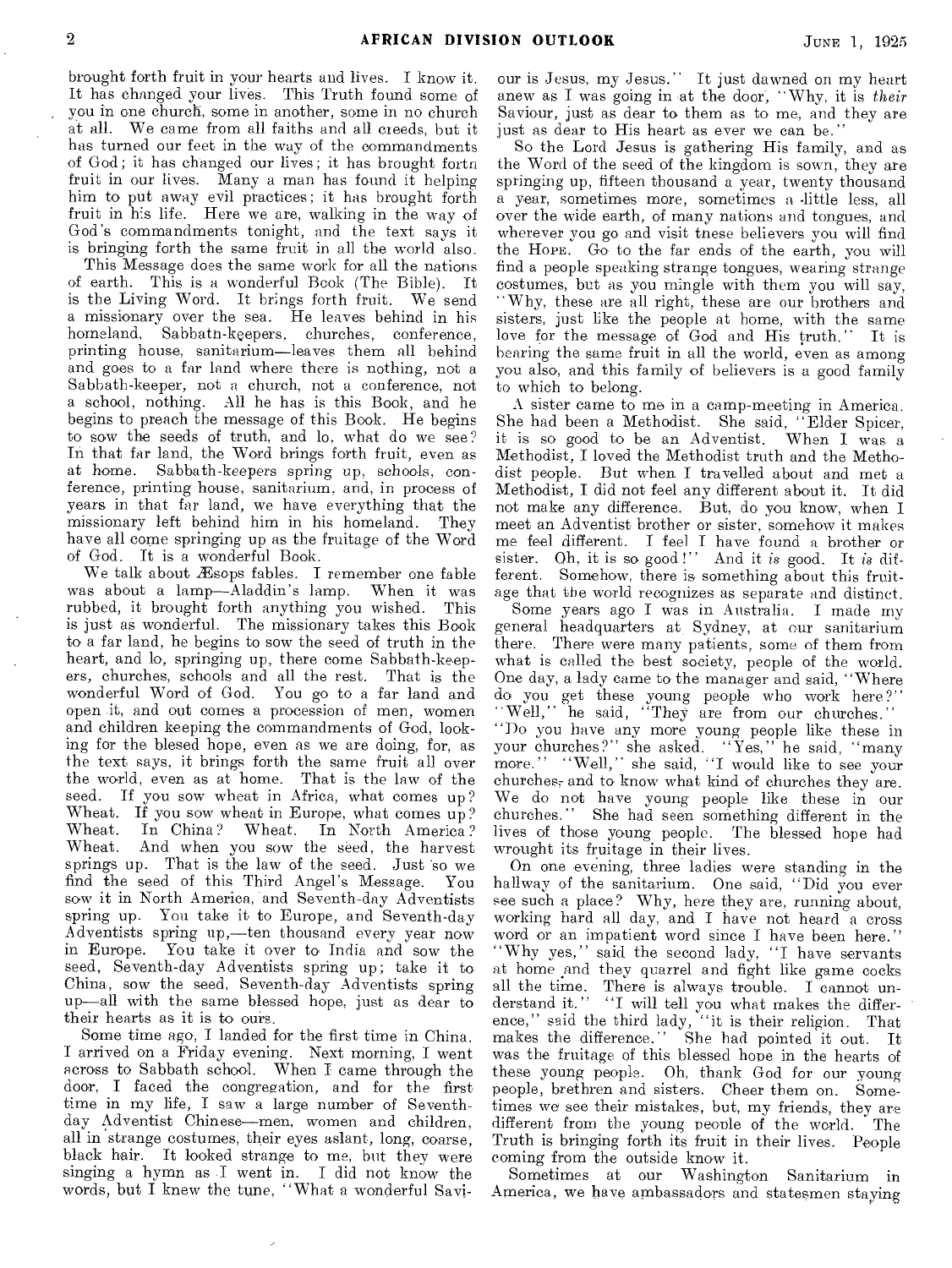brought forth fruit in your hearts and lives. I know it. It has changed your lives. This Truth found some of you in one church, some in another, some in no church at all. We came from all faiths and all creeds, but it has turned our feet in the way of the commandments of God; it has changed our lives; it has brought forth fruit in our lives. Many a man has found it helping him to put away evil practices; it has brought forth fruit in his life. Here we are, walking in the way of God's commandments tonight, and the text says it is bringing forth the same fruit in all the world also.

This Message does the same work for all the nations of earth. This is a wonderful Book (The Bible). It is the Living Word. It brings forth fruit. We send a missionary over the sea. He leaves behind in his homeland, Sabbath-keepers, churches, conference, printing house, sanitarium—leaves them all behind and goes to a far land where there is nothing, not a Sabbath-keeper, not a church, not a conference, not a school, nothing. All he has is this Book, and he begins to preach the message of this Book. He begins to sow the seeds of truth, and lo, what do we see? In that far land, the Word brings forth fruit, even as at home. Sabbath-keepers spring up, schools, conference, printing house, sanitarium, and, in process of years in that far land, we have everything that the missionary left behind him in his homeland. They have all come springing up as the fruitage of the Word of God. It is a wonderful Book.

We talk about Æsops fables. I remember one fable was about a lamp—Aladdin's lamp. When it was rubbed, it brought forth anything you wished. This is just as wonderful. The missionary takes this Book to a far land, he begins to sow the seed of truth in the heart, and lo, springing up, there come Sabbath-keepers, churches, schools and all the rest. That is the wonderful Word of God. You go to a far land and open it, and out comes a procession of men, women and children keeping the commandments of God, looking for the blesed hope, even as we are doing, for, as the text says, it brings forth the same fruit all over the world, even as at home. That is the law of the seed. If you sow wheat in Africa, what comes up? Wheat. If you sow wheat in Europe, what comes up? Wheat. In China? Wheat. In North America? Wheat. And when you sow the seed, the harvest springs up. That is the law of the seed. Just so we find the seed of this Third Angel's Message. You sow it in North America, and Seventh-day Adventists spring up. You take it to Europe, and Seventh-day Adventists spring up,—ten thousand every year now in Europe. You take it over to India and sow the seed, Seventh-day Adventists spring up; take it to China, sow the seed, Seventh-day Adventists spring up—all with the same blessed hope, just as dear to their hearts as it is to ours.

Some time ago, I landed for the first time in China. I arrived on a Friday evening. Next morning, I went across to Sabbath school. When I came through the door, I faced the congregation, and for the first time in my life, I saw a large number of Seventh-day Adventist Chinese—men, women and children, all in strange costumes, their eyes aslant, long, coarse, black hair. It looked strange to me, but they were singing a hymn as I went in. I did not know the words, but I knew the tune, "What a wonderful Saviour is Jesus, my Jesus." It just dawned on my heart anew as I was going in at the door, "Why, it is *their* Saviour, just as dear to them as to me, and they are just as dear to His heart as ever we can be."

So the Lord Jesus is gathering His family, and as the Word of the seed of the kingdom is sown, they are springing up, fifteen thousand a year, twenty thousand a year, sometimes more, sometimes a little less, all over the wide earth, of many nations and tongues, and wherever you go and visit these believers you will find the Hope. Go to the far ends of the earth, you will find a people speaking strange tongues, wearing strange costumes, but as you mingle with them you will say, "Why, these are all right, these are our brothers and sisters, just like the people at home, with the same love for the message of God and His truth." It is bearing the same fruit in all the world, even as among you also, and this family of believers is a good family to which to belong.

A sister came to me in a camp-meeting in America. She had been a Methodist. She said, "Elder Spicer, it is so good to be an Adventist. When I was a Methodist, I loved the Methodist truth and the Methodist people. But when I travelled about and met a Methodist, I did not feel any different about it. It did not make any difference. But, do you know, when I meet an Adventist brother or sister, somehow it makes me feel different. I feel I have found a brother or sister. Oh, it is so good!" And it *is* good. It *is* different. Somehow, there is something about this fruitage that the world recognizes as separate and distinct.

Some years ago I was in Australia. I made my general headquarters at Sydney, at our sanitarium there. There were many patients, some of them from what is called the best society, people of the world. One day, a lady came to the manager and said, "Where do you get these young people who work here?" "Well," he said, "They are from our churches." "Do you have any more young people like these in your churches?" she asked. "Yes," he said, "many more." "Well," she said, "I would like to see your churches, and to know what kind of churches they are. We do not have young people like these in our churches." She had seen something different in the lives of those young people. The blessed hope had wrought its fruitage in their lives.

On one evening, three ladies were standing in the hallway of the sanitarium. One said, "Did you ever see such a place? Why, here they are, running about, working hard all day, and I have not heard a cross word or an impatient word since I have been here." "Why yes," said the second lady, "I have servants at home and they quarrel and fight like game cocks all the time. There is always trouble. I cannot understand it." "I will tell you what makes the difference," said the third lady, "it is their religion. That makes the difference." She had pointed it out. It was the fruitage of this blessed hope in the hearts of these young people. Oh, thank God for our young people, brethren and sisters. Cheer them on. Sometimes we see their mistakes, but, my friends, they are different from the young people of the world. The Truth is bringing forth its fruit in their lives. People coming from the outside know it.

Sometimes at our Washington Sanitarium in America, we have ambassadors and statesmen staying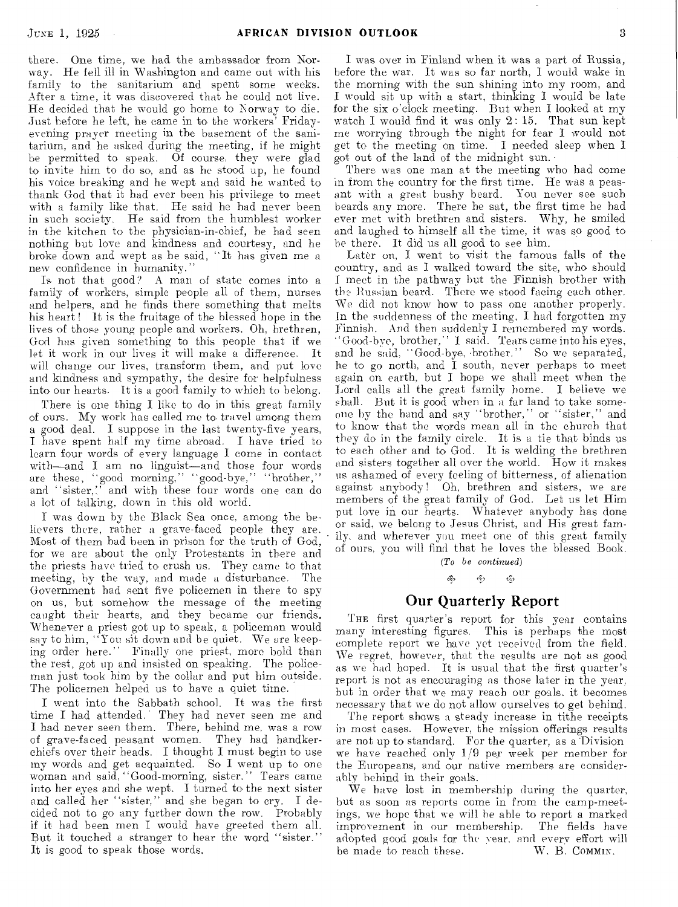there. One time, we had the ambassador from Norway. He fell ill in Washington and came out with his family to the sanitarium and spent some weeks. After a time, it was discovered that he could not live. He decided that he would go home to Norway to die. Just before he left, he came in to the workers' Friday-evening prayer meeting in the basement of the sanitarium, and he asked during the meeting, if he might be permitted to speak. Of course, they were glad to invite him to do so, and as he stood up, he found his voice breaking and he wept and said he wanted to thank God that it had ever been his privilege to meet with a family like that. He said he had never been in such society. He said from the humblest worker in the kitchen to the physician-in-chief, he had seen nothing but love and kindness and courtesy, and he broke down and wept as he said, "It has given me a new confidence in humanity."

Is not that good? A man of state comes into a family of workers, simple people all of them, nurses and helpers, and he finds there something that melts his heart! It is the fruitage of the blessed hope in the lives of those young people and workers. Oh, brethren, God has given something to this people that if we let it work in our lives it will make a difference. It will change our lives, transform them, and put love and kindness and sympathy, the desire for helpfulness into our hearts. It is a good family to which to belong.

There is one thing I like to do in this great family of ours. My work has called me to travel among them a good deal. I suppose in the last twenty-five years, I have spent half my time abroad. I have tried to learn four words of every language I come in contact with—and I am no linguist—and those four words are these, "good morning," "good-bye," "brother," and "sister," and with these four words one can do a lot of talking, down in this old world.

I was down by the Black Sea once, among the believers there, rather a grave-faced people they are. Most of them had been in prison for the truth of God, for we are about the only Protestants in there and the priests have tried to crush us. They came to that meeting, by the way, and made a disturbance. The Government had sent five policemen in there to spy on us, but somehow the message of the meeting caught their hearts, and they became our friends. Whenever a priest got up to speak, a policeman would say to him, "You sit down and be quiet. We are keeping order here." Finally one priest, more bold than the rest, got up and insisted on speaking. The policeman just took him by the collar and put him outside. The policemen helped us to have a quiet time.

I went into the Sabbath school. It was the first time I had attended. They had never seen me and I had never seen them. There, behind me, was a row of grave-faced peasant women. They had handkerchiefs over their heads. I thought I must begin to use my words and get acquainted. So I went up to one woman and said, "Good-morning, sister." Tears came into her eyes and she wept. I turned to the next sister and called her "sister," and she began to cry. I decided not to go any further down the row. Probably if it had been men I would have greeted them all. But it touched a stranger to hear the word "sister." It is good to speak those words.

I was over in Finland when it was a part of Russia, before the war. It was so far north, I would wake in the morning with the sun shining into my room, and I would sit up with a start, thinking I would be late for the six o'clock meeting. But when I looked at my watch I would find it was only 2:15. That sun kept me worrying through the night for fear I would not get to the meeting on time. I needed sleep when I got out of the land of the midnight sun.

There was one man at the meeting who had come in from the country for the first time. He was a peasant with a great bushy beard. You never see such beards any more. There he sat, the first time he had ever met with brethren and sisters. Why, he smiled and laughed to himself all the time, it was so good to be there. It did us all good to see him.

Later on, I went to visit the famous falls of the country, and as I walked toward the site, who should I meet in the pathway but the Finnish brother with the Russian beard. There we stood facing each other. We did not know how to pass one another properly. In the suddenness of the meeting, I had forgotten my Finnish. And then suddenly I remembered my words. "Good-bye, brother," I said. Tears came into his eyes, and he said, "Good-bye, brother." So we separated, he to go north, and I south, never perhaps to meet again on earth, but I hope we shall meet when the Lord calls all the great family home. I believe we shall. But it is good when in a far land to take someone by the hand and say "brother," or "sister," and to know that the words mean all in the church that they do in the family circle. It is a tie that binds us to each other and to God. It is welding the brethren and sisters together all over the world. How it makes us ashamed of every feeling of bitterness, of alienation against anybody! Oh, brethren and sisters, we are members of the great family of God. Let us let Him put love in our hearts. Whatever anybody has done or said, we belong to Jesus Christ, and His great family, and wherever you meet one of this great family of ours, you will find that he loves the blessed Book.

*(To be continued)*

## Our Quarterly Report

The first quarter's report for this year contains many interesting figures. This is perhaps the most complete report we have yet received from the field. We regret, however, that the results are not as good as we had hoped. It is usual that the first quarter's report is not as encouraging as those later in the year, but in order that we may reach our goals, it becomes necessary that we do not allow ourselves to get behind.

The report shows a steady increase in tithe receipts in most cases. However, the mission offerings results are not up to standard. For the quarter, as a Division we have reached only 1/9 per week per member for the Europeans, and our native members are considerably behind in their goals.

We have lost in membership during the quarter, but as soon as reports come in from the camp-meetings, we hope that we will be able to report a marked improvement in our membership. The fields have adopted good goals for the year, and every effort will be made to reach these.

W. B. Commin.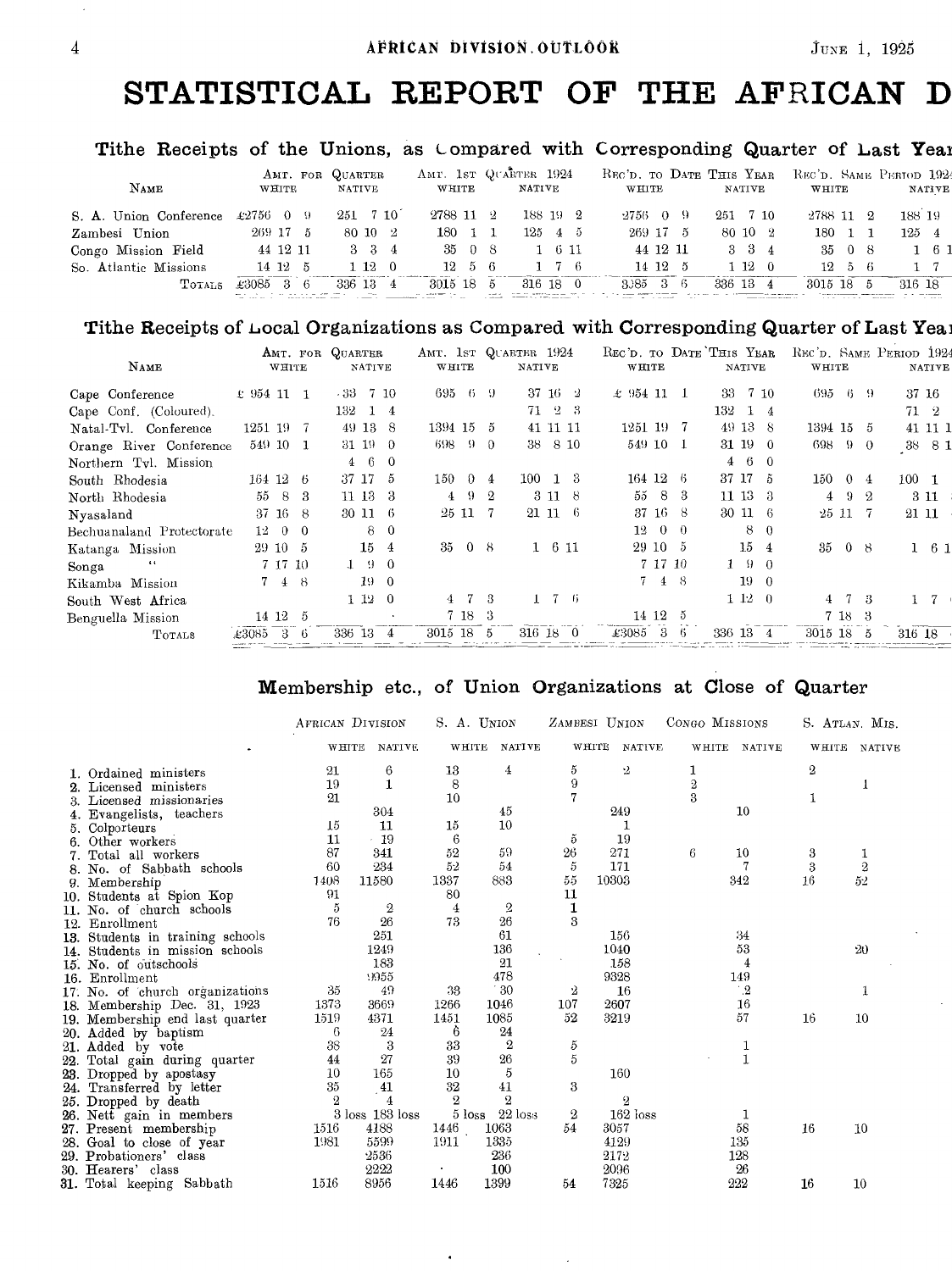# STATISTICAL REPORT OF THE AFRICAN D

## Tithe Receipts of the Unions, as Compared with Corresponding Quarter of Last Year

| Name | Amt. for Quarter White | Amt. for Quarter Native | Amt. 1st Quarter 1924 White | Amt. 1st Quarter 1924 Native | Rec'd. to Date This Year White | Rec'd. to Date This Year Native | Rec'd. Same Period 1924 White | Rec'd. Same Period 1924 Native |
|---|---|---|---|---|---|---|---|---|
| S. A. Union Conference | £2756 0 9 | 251 7 10 | 2788 11 2 | 188 19 2 | 2756 0 9 | 251 7 10 | 2788 11 2 | 188 19 |
| Zambesi Union | 269 17 5 | 80 10 2 | 180 1 1 | 125 4 5 | 269 17 5 | 80 10 2 | 180 1 1 | 125 4 |
| Congo Mission Field | 44 12 11 | 3 3 4 | 35 0 8 | 1 6 11 | 44 12 11 | 3 3 4 | 35 0 8 | 1 6 1 |
| So. Atlantic Missions | 14 12 5 | 1 12 0 | 12 5 6 | 1 7 6 | 14 12 5 | 1 12 0 | 12 5 6 | 1 7 |
| Totals | £3085 3 6 | 336 13 4 | 3015 18 5 | 316 18 0 | 3085 3 6 | 336 13 4 | 3015 18 5 | 316 18 |

## Tithe Receipts of Local Organizations as Compared with Corresponding Quarter of Last Year

| Name | Amt. for Quarter White | Amt. for Quarter Native | Amt. 1st Quarter 1924 White | Amt. 1st Quarter 1924 Native | Rec'd. to Date This Year White | Rec'd. to Date This Year Native | Rec'd. Same Period 1924 White | Rec'd. Same Period 1924 Native |
|---|---|---|---|---|---|---|---|---|
| Cape Conference | £ 954 11 1 | 33 7 10 | 695 6 9 | 37 16 2 | £ 954 11 1 | 33 7 10 | 695 6 9 | 37 16 |
| Cape Conf. (Coloured) | | 132 1 4 | | 71 2 3 | | 132 1 4 | | 71 2 |
| Natal-Tvl. Conference | 1251 19 7 | 49 13 8 | 1394 15 5 | 41 11 11 | 1251 19 7 | 49 13 8 | 1394 15 5 | 41 11 1 |
| Orange River Conference | 549 10 1 | 31 19 0 | 698 9 0 | 38 8 10 | 549 10 1 | 31 19 0 | 698 9 0 | 38 8 1 |
| Northern Tvl. Mission | | 4 6 0 | | | | 4 6 0 | | |
| South Rhodesia | 164 12 6 | 37 17 5 | 150 0 4 | 100 1 3 | 164 12 6 | 37 17 5 | 150 0 4 | 100 1 |
| North Rhodesia | 55 8 3 | 11 13 3 | 4 9 2 | 3 11 8 | 55 8 3 | 11 13 3 | 4 9 2 | 3 11 |
| Nyasaland | 37 16 8 | 30 11 6 | 25 11 7 | 21 11 6 | 37 16 8 | 30 11 6 | 25 11 7 | 21 11 |
| Bechuanaland Protectorate | 12 0 0 | 8 0 | | | 12 0 0 | 8 0 | | |
| Katanga Mission | 29 10 5 | 15 4 | 35 0 8 | 1 6 11 | 29 10 5 | 15 4 | 35 0 8 | 1 6 1 |
| Songa " | 7 17 10 | 1 9 0 | | | 7 17 10 | 1 9 0 | | |
| Kikamba Mission | 7 4 8 | 19 0 | | | 7 4 8 | 19 0 | | |
| South West Africa | | 1 12 0 | 4 7 3 | 1 7 6 | | 1 12 0 | 4 7 3 | 1 7 |
| Benguella Mission | 14 12 5 | | 7 18 3 | | 14 12 5 | | 7 18 3 | |
| Totals | £3085 3 6 | 336 13 4 | 3015 18 5 | 316 18 0 | £3085 3 6 | 336 13 4 | 3015 18 5 | 316 18 |

## Membership etc., of Union Organizations at Close of Quarter

| | African Division White | African Division Native | S. A. Union White | S. A. Union Native | Zambesi Union White | Zambesi Union Native | Congo Missions White | Congo Missions Native | S. Atlan. Mis. White | S. Atlan. Mis. Native |
|---|---|---|---|---|---|---|---|---|---|---|
| 1. Ordained ministers | 21 | 6 | 13 | 4 | 5 | 2 | 1 | | 2 | |
| 2. Licensed ministers | 19 | 1 | 8 | | 9 | | 2 | | | 1 |
| 3. Licensed missionaries | 21 | | 10 | | 7 | | 3 | | 1 | |
| 4. Evangelists, teachers | | 304 | | 45 | | 249 | | 10 | | |
| 5. Colporteurs | 15 | 11 | 15 | 10 | | 1 | | | | |
| 6. Other workers | 11 | 19 | 6 | | 5 | 19 | | | | |
| 7. Total all workers | 87 | 341 | 52 | 59 | 26 | 271 | 6 | 10 | 3 | 1 |
| 8. No. of Sabbath schools | 60 | 234 | 52 | 54 | 5 | 171 | | 7 | 3 | 2 |
| 9. Membership | 1408 | 11580 | 1337 | 883 | 55 | 10303 | | 342 | 16 | 52 |
| 10. Students at Spion Kop | 91 | | 80 | | 11 | | | | | |
| 11. No. of church schools | 5 | 2 | 4 | 2 | 1 | | | | | |
| 12. Enrollment | 76 | 26 | 73 | 26 | 3 | | | | | |
| 13. Students in training schools | | 251 | | 61 | | 156 | | 34 | | |
| 14. Students in mission schools | | 1249 | | 136 | | 1040 | | 53 | | 20 |
| 15. No. of outschools | | 183 | | 21 | | 158 | | 4 | | |
| 16. Enrollment | | 9955 | | 478 | | 9328 | | 149 | | |
| 17. No. of church organizations | 35 | 49 | 33 | 30 | 2 | 16 | | 2 | | 1 |
| 18. Membership Dec. 31, 1923 | 1373 | 3669 | 1266 | 1046 | 107 | 2607 | | 16 | | |
| 19. Membership end last quarter | 1519 | 4371 | 1451 | 1085 | 52 | 3219 | | 57 | 16 | 10 |
| 20. Added by baptism | 6 | 24 | 6 | 24 | | | | | | |
| 21. Added by vote | 38 | 3 | 33 | 2 | 5 | | | 1 | | |
| 22. Total gain during quarter | 44 | 27 | 39 | 26 | 5 | | | 1 | | |
| 23. Dropped by apostasy | 10 | 165 | 10 | 5 | | 160 | | | | |
| 24. Transferred by letter | 35 | 41 | 32 | 41 | 3 | | | | | |
| 25. Dropped by death | 2 | 4 | 2 | 2 | | 2 | | | | |
| 26. Nett gain in members | 3 loss | 183 loss | 5 loss | 22 loss | 2 | 162 loss | | 1 | | |
| 27. Present membership | 1516 | 4188 | 1446 | 1063 | 54 | 3057 | | 58 | 16 | 10 |
| 28. Goal to close of year | 1981 | 5599 | 1911 | 1335 | | 4129 | | 135 | | |
| 29. Probationers' class | | 2536 | | 236 | | 2172 | | 128 | | |
| 30. Hearers' class | | 2222 | | 100 | | 2096 | | 26 | | |
| 31. Total keeping Sabbath | 1516 | 8956 | 1446 | 1399 | 54 | 7325 | | 222 | 16 | 10 |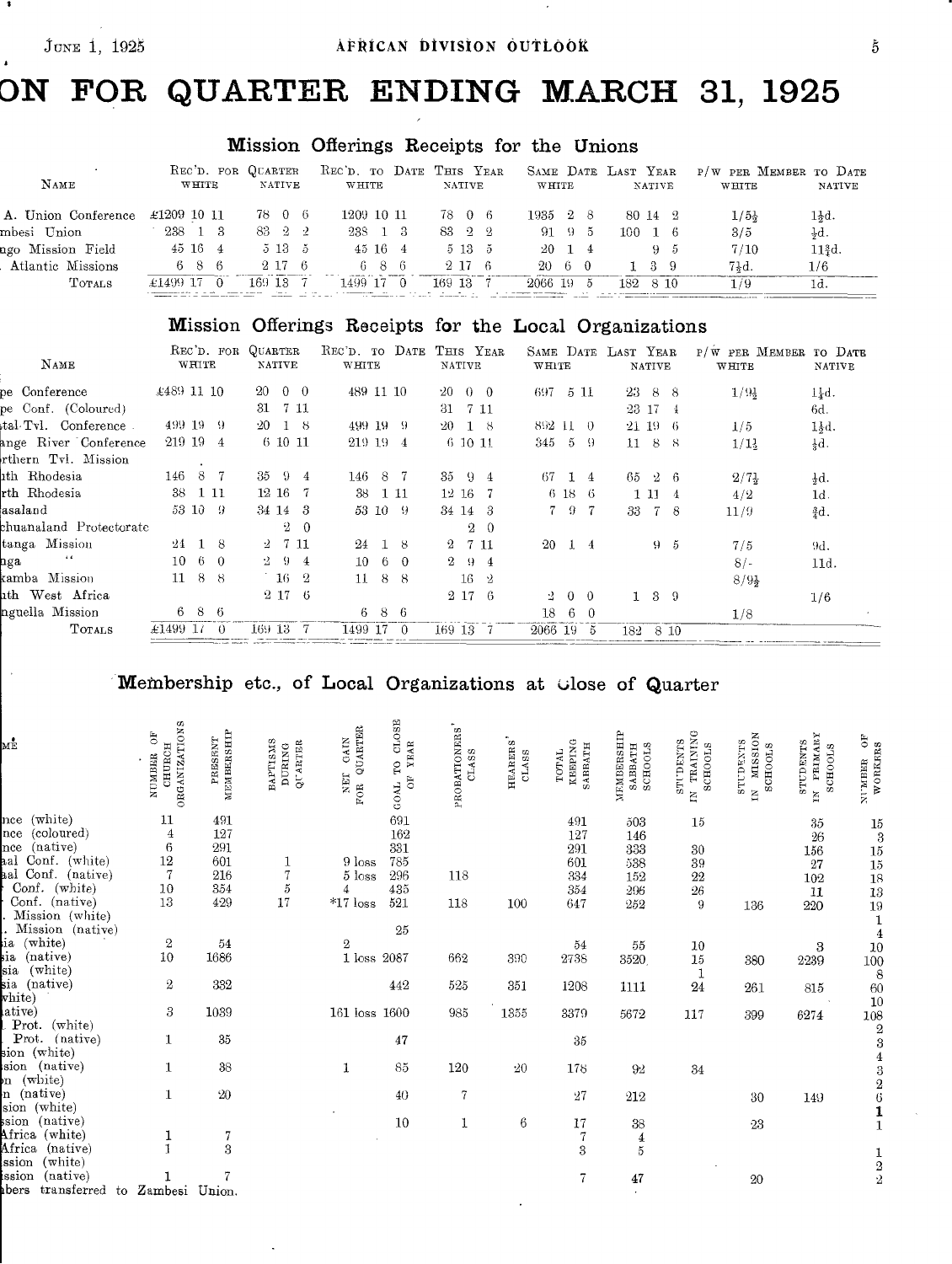# ON FOR QUARTER ENDING MARCH 31, 1925

## Mission Offerings Receipts for the Unions

| Name | Rec'd. for Quarter White | Rec'd. for Quarter Native | Rec'd. to Date This Year White | Rec'd. to Date This Year Native | Same Date Last Year White | Same Date Last Year Native | P/W per Member to Date White | P/W per Member to Date Native |
|---|---|---|---|---|---|---|---|---|
| A. Union Conference | £1209 10 11 | 78 0 6 | 1209 10 11 | 78 0 6 | 1935 2 8 | 80 14 2 | 1/5½ | 1½d. |
| mbesi Union | 238 1 3 | 83 2 2 | 238 1 3 | 83 2 2 | 91 9 5 | 100 1 6 | 3/5 | ½d. |
| ngo Mission Field | 45 16 4 | 5 13 5 | 45 16 4 | 5 13 5 | 20 1 4 | 9 5 | 7/10 | 11¾d. |
| Atlantic Missions | 6 8 6 | 2 17 6 | 6 8 6 | 2 17 6 | 20 6 0 | 1 3 9 | 7½d. | 1/6 |
| Totals | £1499 17 0 | 169 13 7 | 1499 17 0 | 169 13 7 | 2066 19 5 | 182 8 10 | 1/9 | 1d. |

## Mission Offerings Receipts for the Local Organizations

| Name | Rec'd. for Quarter White | Rec'd. for Quarter Native | Rec'd. to Date This Year White | Rec'd. to Date This Year Native | Same Date Last Year White | Same Date Last Year Native | P/W per Member to Date White | P/W per Member to Date Native |
|---|---|---|---|---|---|---|---|---|
| pe Conference | £489 11 10 | 20 0 0 | 489 11 10 | 20 0 0 | 697 5 11 | 23 8 8 | 1/9½ | 1¼d. |
| pe Conf. (Coloured) | | 31 7 11 | | 31 7 11 | | 23 17 4 | | 6d. |
| tal Tvl. Conference | 499 19 9 | 20 1 8 | 499 19 9 | 20 1 8 | 892 11 0 | 21 19 6 | 1/5 | 1½d. |
| ange River Conference | 219 19 4 | 6 10 11 | 219 19 4 | 6 10 11 | 345 5 9 | 11 8 8 | 1/1½ | ⅓d. |
| rthern Tvl. Mission | | | | | | | | |
| ith Rhodesia | 146 8 7 | 35 9 4 | 146 8 7 | 35 9 4 | 67 1 4 | 65 2 6 | 2/7½ | ½d. |
| rth Rhodesia | 38 1 11 | 12 16 7 | 38 1 11 | 12 16 7 | 6 18 6 | 1 11 4 | 4/2 | 1d. |
| asaland | 53 10 9 | 34 14 3 | 53 10 9 | 34 14 3 | 7 9 7 | 33 7 8 | 11/9 | ¾d. |
| chuanaland Protectorate | | 2 0 | | 2 0 | | | | |
| tanga Mission | 24 1 8 | 2 7 11 | 24 1 8 | 2 7 11 | 20 1 4 | 9 5 | 7/5 | 9d. |
| nga " | 10 6 0 | 2 9 4 | 10 6 0 | 2 9 4 | | | 8/- | 11d. |
| kamba Mission | 11 8 8 | 16 2 | 11 8 8 | 16 2 | | | 8/9½ | |
| ith West Africa | | 2 17 6 | | 2 17 6 | 2 0 0 | 1 3 9 | | 1/6 |
| nguella Mission | 6 8 6 | | 6 8 6 | | 18 6 0 | | 1/8 | |
| Totals | £1499 17 0 | 169 13 7 | 1499 17 0 | 169 13 7 | 2066 19 5 | 182 8 10 | | |

## Membership etc., of Local Organizations at Close of Quarter

| Name | Number of Church Organizations | Present Membership | Baptisms During Quarter | Net Gain for Quarter | Goal to Close of Year | Probationers' Class | Hearers' Class | Total Keeping Sabbath | Membership Sabbath Schools | Students in Training Schools | Students in Mission Schools | Students in Primary Schools | Number of Workers |
|---|---|---|---|---|---|---|---|---|---|---|---|---|---|
| nce (white) | 11 | 491 | | | 691 | | | 491 | 503 | 15 | | 35 | 15 |
| nce (coloured) | 4 | 127 | | | 162 | | | 127 | 146 | | | 26 | 3 |
| nce (native) | 6 | 291 | | | 331 | | | 291 | 333 | 30 | | 156 | 15 |
| al Conf. (white) | 12 | 601 | 1 | 9 loss | 785 | | | 601 | 538 | 39 | | 27 | 15 |
| al Conf. (native) | 7 | 216 | 7 | 5 loss | 296 | 118 | | 334 | 152 | 22 | | 102 | 18 |
| Conf. (white) | 10 | 354 | 5 | 4 | 435 | | | 354 | 296 | 26 | | 11 | 13 |
| Conf. (native) | 13 | 429 | 17 | *17 loss | 521 | 118 | 100 | 647 | 252 | 9 | 136 | 220 | 19 |
| . Mission (white) | | | | | | | | | | | | | 1 |
| . Mission (native) | | | | | 25 | | | | | | | | 4 |
| ia (white) | 2 | 54 | | 2 | | | | 54 | 55 | 10 | | 3 | 10 |
| ia (native) | 10 | 1686 | | 1 loss | 2087 | 662 | 390 | 2738 | 3520 | 15 | 380 | 2239 | 100 |
| sia (white) | | | | | | | | | | 1 | | | 8 |
| sia (native) | 2 | 332 | | | 442 | 525 | 351 | 1208 | 1111 | 24 | 261 | 815 | 60 |
| vhite) | | | | | | | | | | | | | 10 |
| ative) | 3 | 1039 | | 161 loss | 1600 | 985 | 1355 | 3379 | 5672 | 117 | 399 | 6274 | 108 |
| Prot. (white) | | | | | | | | | | | | | 2 |
| Prot. (native) | 1 | 35 | | | 47 | | | 35 | | | | | 3 |
| sion (white) | | | | | | | | | | | | | 4 |
| sion (native) | 1 | 38 | | 1 | 85 | 120 | 20 | 178 | 92 | 34 | | | 3 |
| n (white) | | | | | | | | | | | | | 2 |
| n (native) | 1 | 20 | | | 40 | 7 | | 27 | 212 | | 30 | 149 | 6 |
| sion (white) | | | | | | | | | | | | | 1 |
| ssion (native) | | | | | 10 | 1 | 6 | 17 | 38 | | 23 | | 1 |
| Africa (white) | 1 | 7 | | | | | | 7 | 4 | | | | |
| Africa (native) | 1 | 3 | | | | | | 3 | 5 | | | | 1 |
| ssion (white) | | | | | | | | | | | | | 2 |
| ssion (native) | 1 | 7 | | | | | | 7 | 47 | | 20 | | 2 |

bers transferred to Zambesi Union.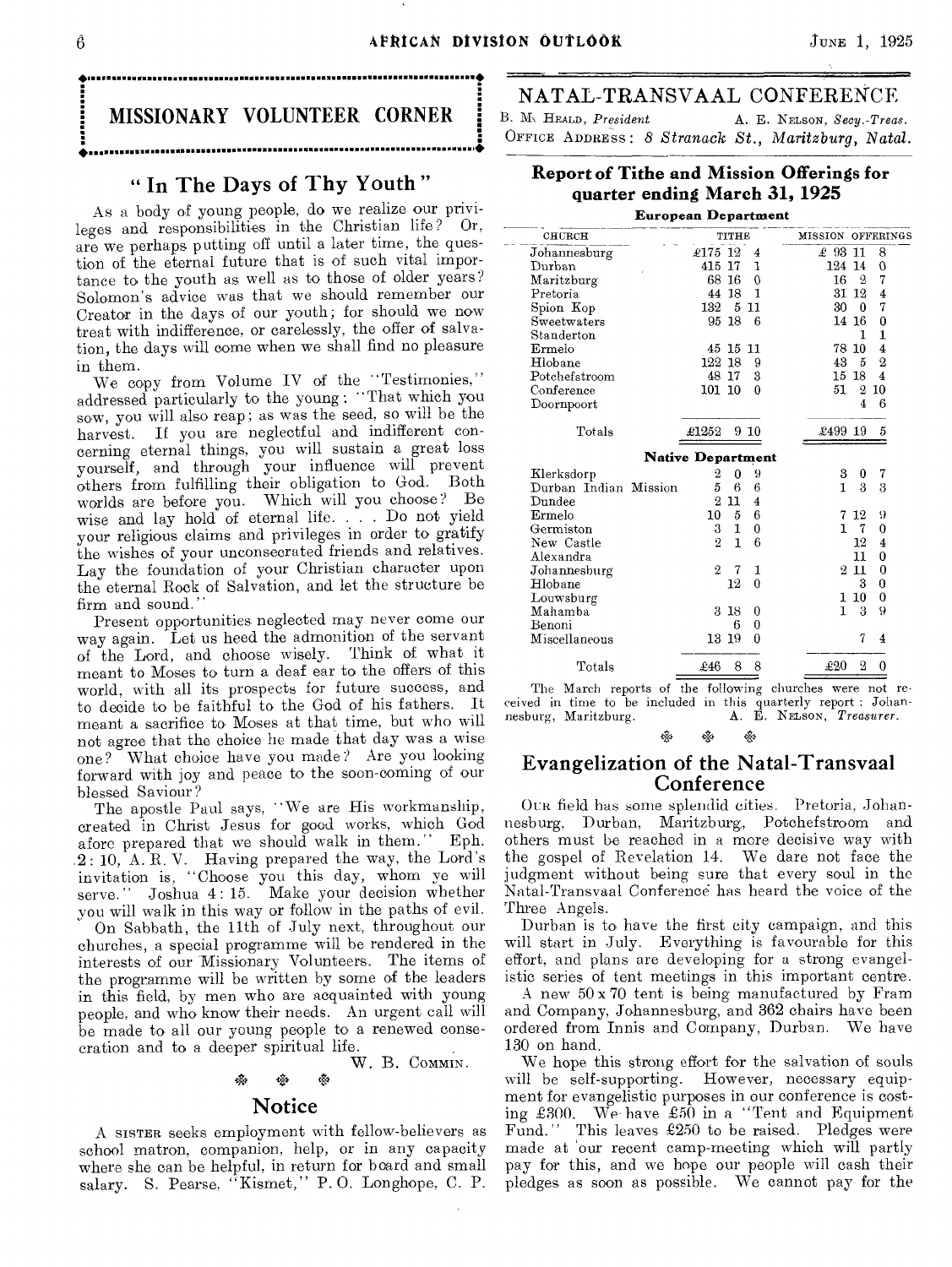## MISSIONARY VOLUNTEER CORNER

### "In The Days of Thy Youth"

As a body of young people, do we realize our privileges and responsibilities in the Christian life? Or, are we perhaps putting off until a later time, the question of the eternal future that is of such vital importance to the youth as well as to those of older years? Solomon's advice was that we should remember our Creator in the days of our youth; for should we now treat with indifference, or carelessly, the offer of salvation, the days will come when we shall find no pleasure in them.

We copy from Volume IV of the "Testimonies," addressed particularly to the young: "That which you sow, you will also reap; as was the seed, so will be the harvest. If you are neglectful and indifferent concerning eternal things, you will sustain a great loss yourself, and through your influence will prevent others from fulfilling their obligation to God. Both worlds are before you. Which will you choose? Be wise and lay hold of eternal life. . . . Do not yield your religious claims and privileges in order to gratify the wishes of your unconsecrated friends and relatives. Lay the foundation of your Christian character upon the eternal Rock of Salvation, and let the structure be firm and sound."

Present opportunities neglected may never come our way again. Let us heed the admonition of the servant of the Lord, and choose wisely. Think of what it meant to Moses to turn a deaf ear to the offers of this world, with all its prospects for future success, and to decide to be faithful to the God of his fathers. It meant a sacrifice to Moses at that time, but who will not agree that the choice he made that day was a wise one? What choice have you made? Are you looking forward with joy and peace to the soon-coming of our blessed Saviour?

The apostle Paul says, "We are His workmanship, created in Christ Jesus for good works, which God afore prepared that we should walk in them." Eph. 2: 10, A. R. V. Having prepared the way, the Lord's invitation is, "Choose you this day, whom ye will serve." Joshua 4: 15. Make your decision whether you will walk in this way or follow in the paths of evil.

On Sabbath, the 11th of July next, throughout our churches, a special programme will be rendered in the interests of our Missionary Volunteers. The items of the programme will be written by some of the leaders in this field, by men who are acquainted with young people, and who know their needs. An urgent call will be made to all our young people to a renewed consecration and to a deeper spiritual life.

W. B. COMMIN.

### Notice

A SISTER seeks employment with fellow-believers as school matron, companion, help, or in any capacity where she can be helpful, in return for board and small salary. S. Pearse, "Kismet," P. O. Longhope, C. P.

## NATAL-TRANSVAAL CONFERENCE

B. M. HEALD, *President* A. E. NELSON, *Secy.-Treas.*
OFFICE ADDRESS: *8 Stranack St., Maritzburg, Natal.*

### Report of Tithe and Mission Offerings for quarter ending March 31, 1925

**European Department**

| CHURCH | TITHE | MISSION OFFERINGS |
|---|---|---|
| Johannesburg | £175 12 4 | £ 93 11 8 |
| Durban | 415 17 1 | 124 14 0 |
| Maritzburg | 68 16 0 | 16 2 7 |
| Pretoria | 44 18 1 | 31 12 4 |
| Spion Kop | 132 5 11 | 30 0 7 |
| Sweetwaters | 95 18 6 | 14 16 0 |
| Standerton | | 1 1 |
| Ermelo | 45 15 11 | 78 10 4 |
| Hlobane | 122 18 9 | 43 5 2 |
| Potchefstroom | 48 17 3 | 15 18 4 |
| Conference | 101 10 0 | 51 2 10 |
| Doornpoort | | 4 6 |
| Totals | £1252 9 10 | £499 19 5 |

**Native Department**

| CHURCH | TITHE | MISSION OFFERINGS |
|---|---|---|
| Klerksdorp | 2 0 9 | 3 0 7 |
| Durban Indian Mission | 5 6 6 | 1 3 3 |
| Dundee | 2 11 4 | |
| Ermelo | 10 5 6 | 7 12 9 |
| Germiston | 3 1 0 | 1 7 0 |
| New Castle | 2 1 6 | 12 4 |
| Alexandra | | 11 0 |
| Johannesburg | 2 7 1 | 2 11 0 |
| Hlobane | 12 0 | 3 0 |
| Louwsburg | | 1 10 0 |
| Mahamba | 3 18 0 | 1 3 9 |
| Benoni | 6 0 | |
| Miscellaneous | 13 19 0 | 7 4 |
| Totals | £46 8 8 | £20 2 0 |

The March reports of the following churches were not received in time to be included in this quarterly report: Johannesburg, Maritzburg.

A. E. NELSON, *Treasurer.*

### Evangelization of the Natal-Transvaal Conference

OUR field has some splendid cities. Pretoria, Johannesburg, Durban, Maritzburg, Potchefstroom and others must be reached in a more decisive way with the gospel of Revelation 14. We dare not face the judgment without being sure that every soul in the Natal-Transvaal Conference has heard the voice of the Three Angels.

Durban is to have the first city campaign, and this will start in July. Everything is favourable for this effort, and plans are developing for a strong evangelistic series of tent meetings in this important centre.

A new 50 x 70 tent is being manufactured by Fram and Company, Johannesburg, and 362 chairs have been ordered from Innis and Company, Durban. We have 130 on hand.

We hope this strong effort for the salvation of souls will be self-supporting. However, necessary equipment for evangelistic purposes in our conference is costing £300. We have £50 in a "Tent and Equipment Fund." This leaves £250 to be raised. Pledges were made at our recent camp-meeting which will partly pay for this, and we hope our people will cash their pledges as soon as possible. We cannot pay for the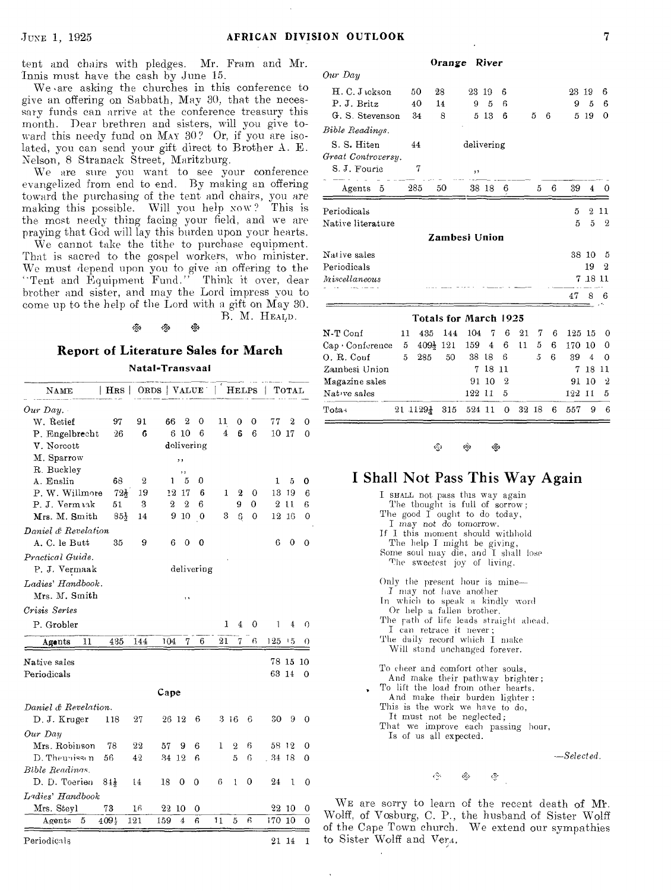tent and chairs with pledges. Mr. Fram and Mr. Innis must have the cash by June 15.

We are asking the churches in this conference to give an offering on Sabbath, May 30, that the necessary funds can arrive at the conference treasury this month. Dear brethren and sisters, will you give toward this needy fund on MAY 30? Or, if you are isolated, you can send your gift direct to Brother A. E. Nelson, 8 Stranack Street, Maritzburg.

We are sure you want to see your conference evangelized from end to end. By making an offering toward the purchasing of the tent and chairs, you are making this possible. Will you help NOW? This is the most needy thing facing your field, and we are praying that God will lay this burden upon your hearts.

We cannot take the tithe to purchase equipment. That is sacred to the gospel workers, who minister. We must depend upon you to give an offering to the "Tent and Equipment Fund." Think it over, dear brother and sister, and may the Lord impress you to come up to the help of the Lord with a gift on May 30.

B. M. HEALD.

## Report of Literature Sales for March

### Natal-Transvaal

| NAME | HRS | ORDS | VALUE | | | HELPS | | | TOTAL | | |
|---|---|---|---|---|---|---|---|---|---|---|---|
| *Our Day.* | | | | | | | | | | | |
| W. Retief | 97 | 91 | 66 | 2 | 0 | 11 | 0 | 0 | 77 | 2 | 0 |
| P. Engelbrecht | 26 | 6 | 6 | 10 | 6 | 4 | 6 | 6 | 10 | 17 | 0 |
| V. Norcott | | | delivering | | | | | | | | |
| M. Sparrow | | | ,, | | | | | | | | |
| R. Buckley | | | ,, | | | | | | | | |
| A. Enslin | 68 | 2 | 1 | 5 | 0 | | | | 1 | 5 | 0 |
| P. W. Willmore | 72½ | 19 | 12 | 17 | 6 | 1 | 2 | 0 | 13 | 19 | 6 |
| P. J. Vermaak | 51 | 3 | 2 | 2 | 6 | | 9 | 0 | 2 | 11 | 6 |
| Mrs. M. Smith | 85½ | 14 | 9 | 10 | 0 | 3 | 6 | 0 | 12 | 16 | 0 |
| *Daniel & Revelation* | | | | | | | | | | | |
| A. C. le Butt | 35 | 9 | 6 | 0 | 0 | | | | 6 | 0 | 0 |
| *Practical Guide.* | | | | | | | | | | | |
| P. J. Vermaak | | | delivering | | | | | | | | |
| *Ladies' Handbook.* | | | | | | | | | | | |
| Mrs. M. Smith | | | ,, | | | | | | | | |
| *Crisis Series* | | | | | | | | | | | |
| P. Grobler | | | | | | 1 | 4 | 0 | 1 | 4 | 0 |
| Agents 11 | 435 | 144 | 104 | 7 | 6 | 21 | 7 | 6 | 125 | 15 | 0 |
| Native sales | | | | | | | | | 78 | 15 | 10 |
| Periodicals | | | | | | | | | 63 | 14 | 0 |

### Cape

| NAME | HRS | ORDS | VALUE | | | HELPS | | | TOTAL | | |
|---|---|---|---|---|---|---|---|---|---|---|---|
| *Daniel & Revelation.* | | | | | | | | | | | |
| D. J. Kruger | 118 | 27 | 26 | 12 | 6 | 3 | 16 | 6 | 30 | 9 | 0 |
| *Our Day* | | | | | | | | | | | |
| Mrs. Robinson | 78 | 22 | 57 | 9 | 6 | 1 | 2 | 6 | 58 | 12 | 0 |
| D. Theunissen | 56 | 42 | 34 | 12 | 6 | | 5 | 6 | 34 | 18 | 0 |
| *Bible Readings.* | | | | | | | | | | | |
| D. D. Toerien | 84½ | 14 | 18 | 0 | 0 | 6 | 1 | 0 | 24 | 1 | 0 |
| *Ladies' Handbook* | | | | | | | | | | | |
| Mrs. Steyl | 73 | 16 | 22 | 10 | 0 | | | | 22 | 10 | 0 |
| Agents 5 | 409½ | 121 | 159 | 4 | 6 | 11 | 5 | 6 | 170 | 10 | 0 |
| Periodicals | | | | | | | | | 21 | 14 | 1 |

### Orange River

| NAME | HRS | ORDS | VALUE | | | HELPS | | | TOTAL | | |
|---|---|---|---|---|---|---|---|---|---|---|---|
| *Our Day* | | | | | | | | | | | |
| H. C. Jackson | 50 | 28 | 23 | 19 | 6 | | | | 23 | 19 | 6 |
| P. J. Britz | 40 | 14 | 9 | 5 | 6 | | | | 9 | 5 | 6 |
| G. S. Stevenson | 34 | 8 | 5 | 13 | 6 | | 5 | 6 | 5 | 19 | 0 |
| *Bible Readings.* | | | | | | | | | | | |
| S. S. Hiten | 44 | | delivering | | | | | | | | |
| *Great Controversy.* | | | | | | | | | | | |
| S. J. Fourie | 7 | | ,, | | | | | | | | |
| Agents 5 | 285 | 50 | 38 | 18 | 6 | | 5 | 6 | 39 | 4 | 0 |
| Periodicals | | | | | | | | | 5 | 2 | 11 |
| Native literature | | | | | | | | | 5 | 5 | 2 |

### Zambesi Union

| | | | |
|---|---|---|---|
| Native sales | 38 | 10 | 5 |
| Periodicals | | 19 | 2 |
| *Miscellaneous* | 7 | 18 | 11 |
| | 47 | 8 | 6 |

### Totals for March 1925

| | | HRS | ORDS | VALUE | | | HELPS | | | TOTAL | | |
|---|---|---|---|---|---|---|---|---|---|---|---|---|
| N-T Conf | 11 | 435 | 144 | 104 | 7 | 6 | 21 | 7 | 6 | 125 | 15 | 0 |
| Cape Conference | 5 | 409½ | 121 | 159 | 4 | 6 | 11 | 5 | 6 | 170 | 10 | 0 |
| O. R. Conf | 5 | 285 | 50 | 38 | 18 | 6 | | 5 | 6 | 39 | 4 | 0 |
| Zambesi Union | | | | 7 | 18 | 11 | | | | 7 | 18 | 11 |
| Magazine sales | | | | 91 | 10 | 2 | | | | 91 | 10 | 2 |
| Native sales | | | | 122 | 11 | 5 | | | | 122 | 11 | 5 |
| Totals | 21 | 1129½ | 315 | 524 | 11 | 0 | 32 | 18 | 6 | 557 | 9 | 6 |

## I Shall Not Pass This Way Again

I SHALL not pass this way again
  The thought is full of sorrow;
The good I ought to do today,
  I may not do tomorrow.
If I this moment should withhold
  The help I might be giving,
Some soul may die, and I shall lose
  The sweetest joy of living.

Only the present hour is mine—
  I may not have another
In which to speak a kindly word
  Or help a fallen brother.
The path of life leads straight ahead,
  I can retrace it never;
The daily record which I make
  Will stand unchanged forever.

To cheer and comfort other souls,
  And make their pathway brighter;
To lift the load from other hearts,
  And make their burden lighter:
This is the work we have to do,
  It must not be neglected;
That we improve each passing hour,
  Is of us all expected.

—*Selected.*

WE are sorry to learn of the recent death of Mr. Wolff, of Vosburg, C. P., the husband of Sister Wolff of the Cape Town church. We extend our sympathies to Sister Wolff and Vera.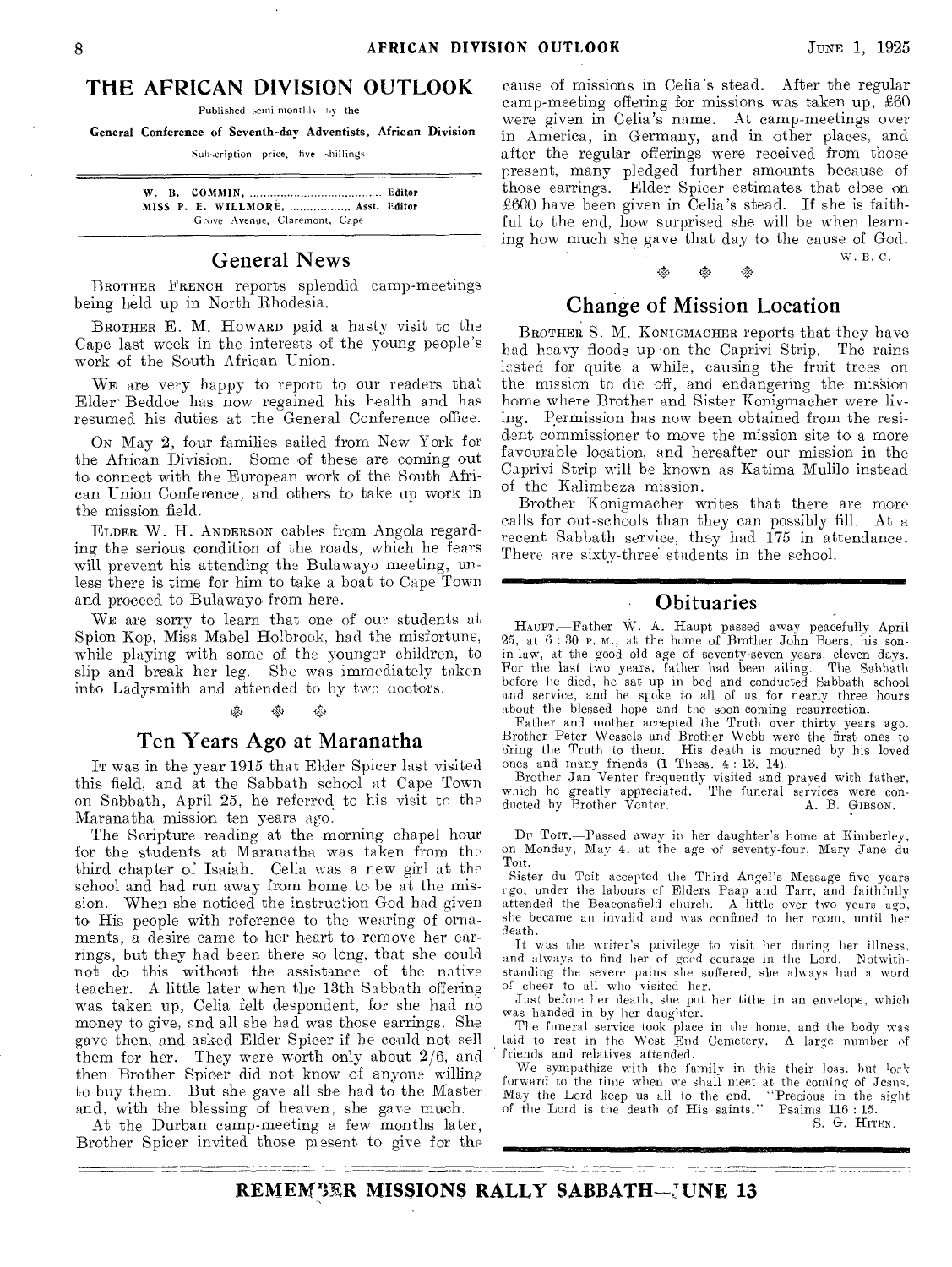## THE AFRICAN DIVISION OUTLOOK

Published semi-monthly by the

General Conference of Seventh-day Adventists, African Division

Subscription price, five shillings

W. B. COMMIN, ........................................ Editor
MISS P. E. WILLMORE, .................. Asst. Editor
Grove Avenue, Claremont, Cape

## General News

BROTHER FRENCH reports splendid camp-meetings being held up in North Rhodesia.

BROTHER E. M. HOWARD paid a hasty visit to the Cape last week in the interests of the young people's work of the South African Union.

WE are very happy to report to our readers that Elder Beddoe has now regained his health and has resumed his duties at the General Conference office.

ON May 2, four families sailed from New York for the African Division. Some of these are coming out to connect with the European work of the South African Union Conference, and others to take up work in the mission field.

ELDER W. H. ANDERSON cables from Angola regarding the serious condition of the roads, which he fears will prevent his attending the Bulawayo meeting, unless there is time for him to take a boat to Cape Town and proceed to Bulawayo from here.

WE are sorry to learn that one of our students at Spion Kop, Miss Mabel Holbrook, had the misfortune, while playing with some of the younger children, to slip and break her leg. She was immediately taken into Ladysmith and attended to by two doctors.

## Ten Years Ago at Maranatha

IT was in the year 1915 that Elder Spicer last visited this field, and at the Sabbath school at Cape Town on Sabbath, April 25, he referred to his visit to the Maranatha mission ten years ago.

The Scripture reading at the morning chapel hour for the students at Maranatha was taken from the third chapter of Isaiah. Celia was a new girl at the school and had run away from home to be at the mission. When she noticed the instruction God had given to His people with reference to the wearing of ornaments, a desire came to her heart to remove her earrings, but they had been there so long, that she could not do this without the assistance of the native teacher. A little later when the 13th Sabbath offering was taken up, Celia felt despondent, for she had no money to give, and all she had was those earrings. She gave then, and asked Elder Spicer if he could not sell them for her. They were worth only about 2/6, and then Brother Spicer did not know of anyone willing to buy them. But she gave all she had to the Master and, with the blessing of heaven, she gave much.

At the Durban camp-meeting a few months later, Brother Spicer invited those present to give for the cause of missions in Celia's stead. After the regular camp-meeting offering for missions was taken up, £60 were given in Celia's name. At camp-meetings over in America, in Germany, and in other places, and after the regular offerings were received from those present, many pledged further amounts because of those earrings. Elder Spicer estimates that close on £600 have been given in Celia's stead. If she is faithful to the end, how surprised she will be when learning how much she gave that day to the cause of God.

W. B. C.

## Change of Mission Location

BROTHER S. M. KONIGMACHER reports that they have had heavy floods up on the Caprivi Strip. The rains lasted for quite a while, causing the fruit trees on the mission to die off, and endangering the mission home where Brother and Sister Konigmacher were living. Permission has now been obtained from the resident commissioner to move the mission site to a more favourable location, and hereafter our mission in the Caprivi Strip will be known as Katima Mulilo instead of the Kalimbeza mission.

Brother Konigmacher writes that there are more calls for out-schools than they can possibly fill. At a recent Sabbath service, they had 175 in attendance. There are sixty-three students in the school.

## Obituaries

HAUPT.—Father W. A. Haupt passed away peacefully April 25, at 6 : 30 P. M., at the home of Brother John Boers, his son-in-law, at the good old age of seventy-seven years, eleven days. For the last two years, father had been ailing. The Sabbath before he died, he sat up in bed and conducted Sabbath school and service, and he spoke to all of us for nearly three hours about the blessed hope and the soon-coming resurrection.

Father and mother accepted the Truth over thirty years ago. Brother Peter Wessels and Brother Webb were the first ones to bring the Truth to them. His death is mourned by his loved ones and many friends (1 Thess. 4 : 13, 14).

Brother Jan Venter frequently visited and prayed with father, which he greatly appreciated. The funeral services were conducted by Brother Venter.

A. B. GIBSON.

DU TOIT.—Passed away in her daughter's home at Kimberley, on Monday, May 4. at the age of seventy-four, Mary Jane du Toit.

Sister du Toit accepted the Third Angel's Message five years ago, under the labours of Elders Paap and Tarr, and faithfully attended the Beaconsfield church. A little over two years ago, she became an invalid and was confined to her room, until her death.

It was the writer's privilege to visit her during her illness, and always to find her of good courage in the Lord. Notwithstanding the severe pains she suffered, she always had a word of cheer to all who visited her.

Just before her death, she put her tithe in an envelope, which was handed in by her daughter.

The funeral service took place in the home, and the body was laid to rest in the West End Cemetery. A large number of friends and relatives attended.

We sympathize with the family in this their loss. but look forward to the time when we shall meet at the coming of Jesus. May the Lord keep us all to the end. "Precious in the sight of the Lord is the death of His saints." Psalms 116 : 15.

S. G. HITEN.

**REMEMBER MISSIONS RALLY SABBATH—JUNE 13**